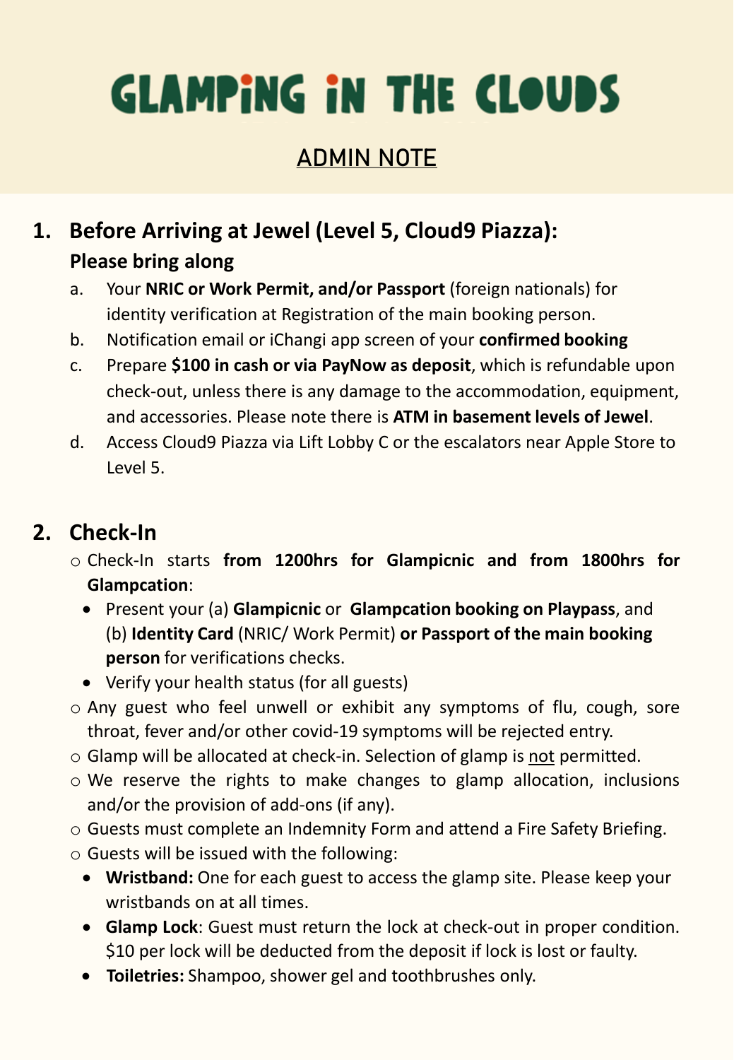# GLAMPiNG iN THE CLOUDS

## ADMIN NOTE

### 1. Before Arriving at Jewel (Level 5, Cloud9 Piazza):

**Please bring along**

a. Your **NRIC or Work Permit, and/or Passport** (foreign nationals) for identity verification at Registration of the main booking person.

b. Notification email or iChangi app screen of your **confirmed booking**

c. Prepare **$100 in cash or via PayNow as deposit**, which is refundable upon check-out, unless there is any damage to the accommodation, equipment, and accessories. Please note there is **ATM in basement levels of Jewel**.

d. Access Cloud9 Piazza via Lift Lobby C or the escalators near Apple Store to Level 5.

### 2. Check-In

- Check-In starts **from 1200hrs for Glampicnic and from 1800hrs for Glampcation**:
  - Present your (a) **Glampicnic** or **Glampcation booking on Playpass**, and (b) **Identity Card** (NRIC/ Work Permit) **or Passport of the main booking person** for verifications checks.
  - Verify your health status (for all guests)
- Any guest who feel unwell or exhibit any symptoms of flu, cough, sore throat, fever and/or other covid-19 symptoms will be rejected entry.
- Glamp will be allocated at check-in. Selection of glamp is <u>not</u> permitted.
- We reserve the rights to make changes to glamp allocation, inclusions and/or the provision of add-ons (if any).
- Guests must complete an Indemnity Form and attend a Fire Safety Briefing.
- Guests will be issued with the following:
  - **Wristband:** One for each guest to access the glamp site. Please keep your wristbands on at all times.
  - **Glamp Lock**: Guest must return the lock at check-out in proper condition. $10 per lock will be deducted from the deposit if lock is lost or faulty.
  - **Toiletries:** Shampoo, shower gel and toothbrushes only.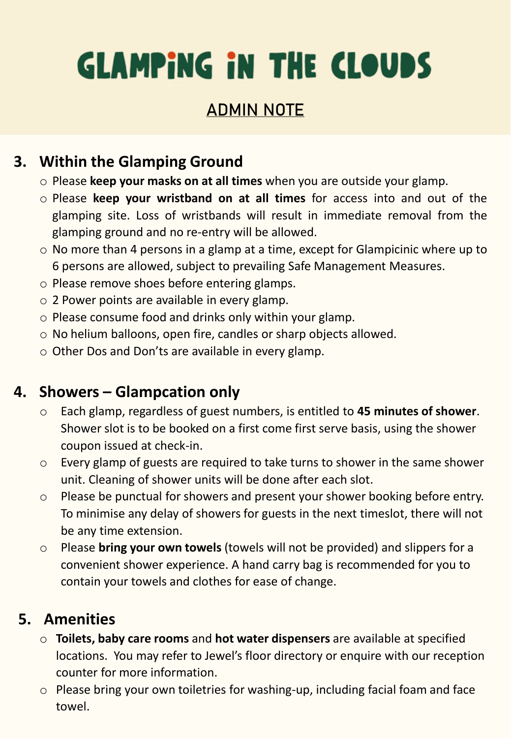# GLAMPiNG iN THE CLOUDS

## ADMIN NOTE

### 3. Within the Glamping Ground

- Please **keep your masks on at all times** when you are outside your glamp.
- Please **keep your wristband on at all times** for access into and out of the glamping site. Loss of wristbands will result in immediate removal from the glamping ground and no re-entry will be allowed.
- No more than 4 persons in a glamp at a time, except for Glampicinic where up to 6 persons are allowed, subject to prevailing Safe Management Measures.
- Please remove shoes before entering glamps.
- 2 Power points are available in every glamp.
- Please consume food and drinks only within your glamp.
- No helium balloons, open fire, candles or sharp objects allowed.
- Other Dos and Don'ts are available in every glamp.

### 4. Showers – Glampcation only

- Each glamp, regardless of guest numbers, is entitled to **45 minutes of shower**. Shower slot is to be booked on a first come first serve basis, using the shower coupon issued at check-in.
- Every glamp of guests are required to take turns to shower in the same shower unit. Cleaning of shower units will be done after each slot.
- Please be punctual for showers and present your shower booking before entry. To minimise any delay of showers for guests in the next timeslot, there will not be any time extension.
- Please **bring your own towels** (towels will not be provided) and slippers for a convenient shower experience. A hand carry bag is recommended for you to contain your towels and clothes for ease of change.

### 5. Amenities

- **Toilets, baby care rooms** and **hot water dispensers** are available at specified locations. You may refer to Jewel's floor directory or enquire with our reception counter for more information.
- Please bring your own toiletries for washing-up, including facial foam and face towel.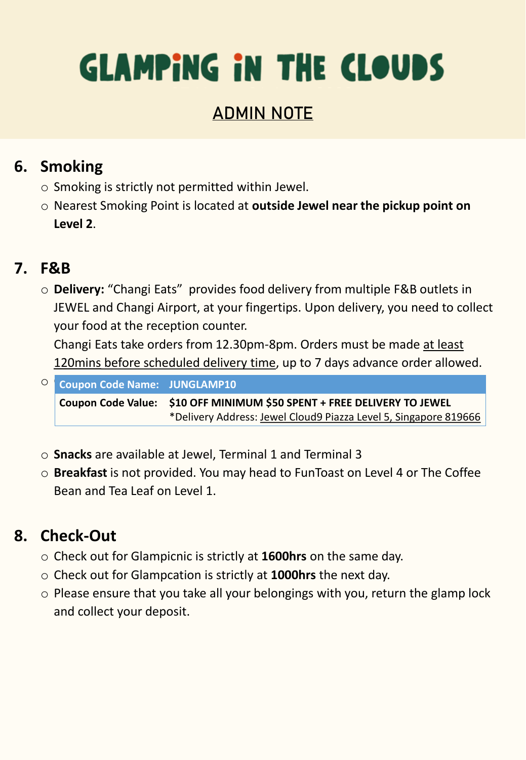# GLAMPiNG iN THE CLOUDS

## ADMIN NOTE

### 6. Smoking

- Smoking is strictly not permitted within Jewel.
- Nearest Smoking Point is located at **outside Jewel near the pickup point on Level 2**.

### 7. F&B

- **Delivery:** "Changi Eats" provides food delivery from multiple F&B outlets in JEWEL and Changi Airport, at your fingertips. Upon delivery, you need to collect your food at the reception counter.
  Changi Eats take orders from 12.30pm-8pm. Orders must be made at least 120mins before scheduled delivery time, up to 7 days advance order allowed.
-

| Coupon Code Name: | JUNGLAMP10 |
|---|---|
| **Coupon Code Value:** | **$10 OFF MINIMUM $50 SPENT + FREE DELIVERY TO JEWEL**<br>*Delivery Address: Jewel Cloud9 Piazza Level 5, Singapore 819666 |

- **Snacks** are available at Jewel, Terminal 1 and Terminal 3
- **Breakfast** is not provided. You may head to FunToast on Level 4 or The Coffee Bean and Tea Leaf on Level 1.

### 8. Check-Out

- Check out for Glampicnic is strictly at **1600hrs** on the same day.
- Check out for Glampcation is strictly at **1000hrs** the next day.
- Please ensure that you take all your belongings with you, return the glamp lock and collect your deposit.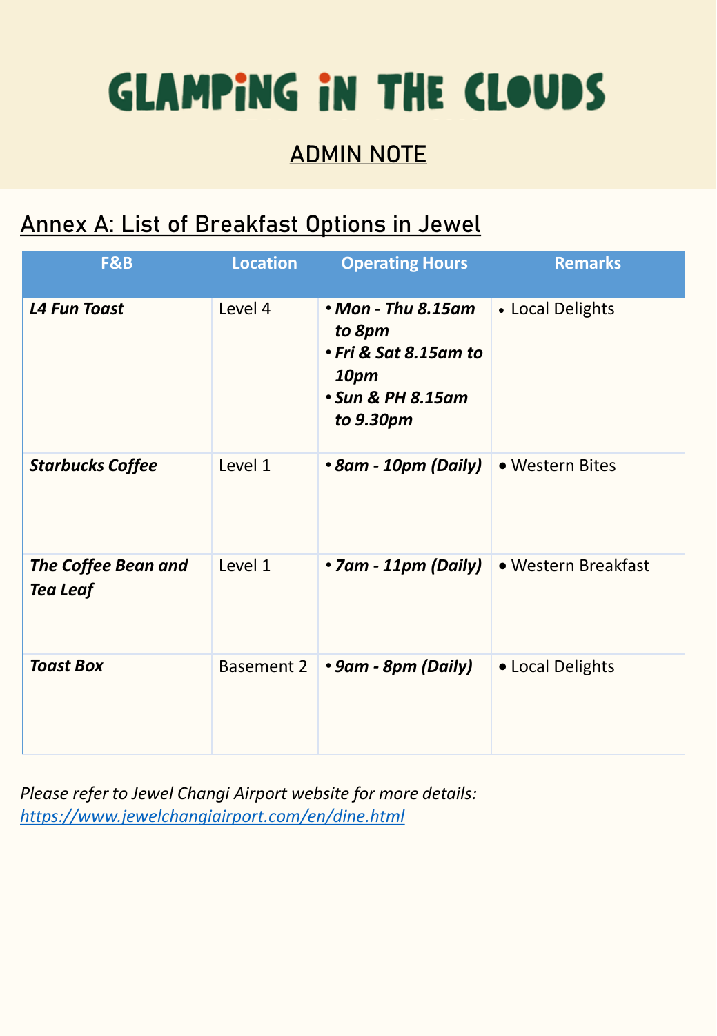# GLAMPING IN THE CLOUDS

## ADMIN NOTE

## Annex A: List of Breakfast Options in Jewel

| F&B | Location | Operating Hours | Remarks |
|---|---|---|---|
| ***L4 Fun Toast*** | Level 4 | • ***Mon - Thu 8.15am to 8pm*** <br> • ***Fri & Sat 8.15am to 10pm*** <br> • ***Sun & PH 8.15am to 9.30pm*** | • Local Delights |
| ***Starbucks Coffee*** | Level 1 | • ***8am - 10pm (Daily)*** | • Western Bites |
| ***The Coffee Bean and Tea Leaf*** | Level 1 | • ***7am - 11pm (Daily)*** | • Western Breakfast |
| ***Toast Box*** | Basement 2 | • ***9am - 8pm (Daily)*** | • Local Delights |

*Please refer to Jewel Changi Airport website for more details:*
*https://www.jewelchangiairport.com/en/dine.html*